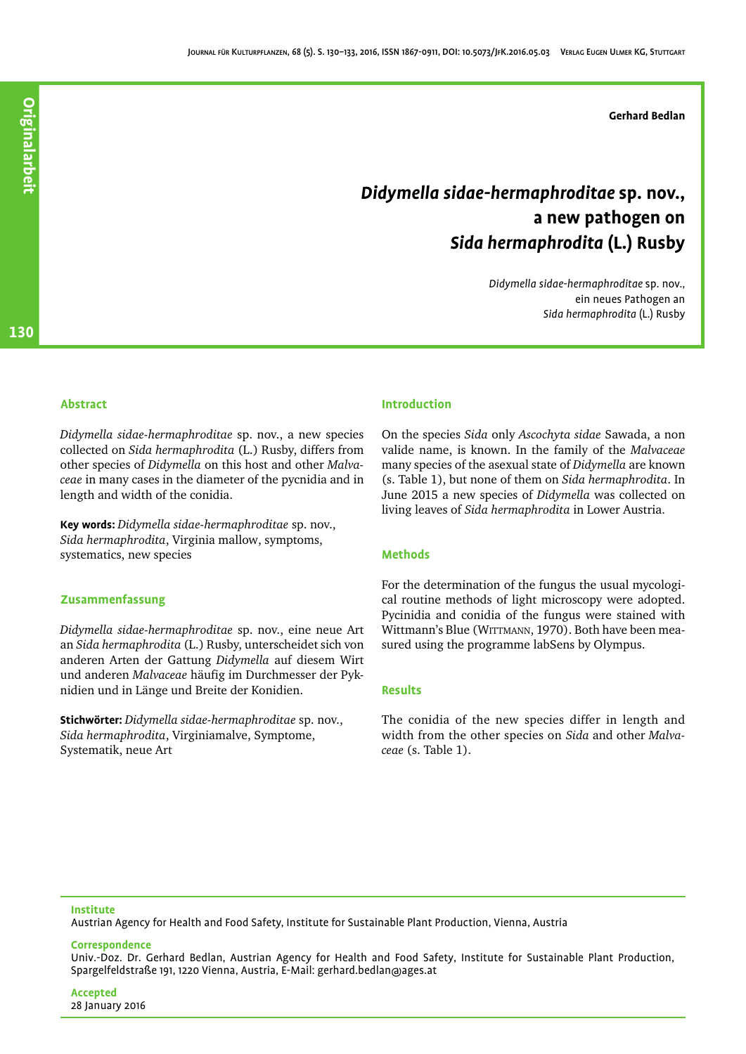**Gerhard Bedlan**

# *Didymella sidae-hermaphroditae* sp. nov., a new pathogen on *Sida hermaphrodita* (L.) Rusby

*Didymella sidae-hermaphroditae* sp. nov., ein neues Pathogen an *Sida hermaphrodita* (L.) Rusby

## Abstract

*Didymella sidae-hermaphroditae* sp. nov., a new species collected on *Sida hermaphrodita* (L.) Rusby, differs from other species of *Didymella* on this host and other *Malvaceae* in many cases in the diameter of the pycnidia and in length and width of the conidia.

**Key words:** *Didymella sidae-hermaphroditae* sp. nov., *Sida hermaphrodita*, Virginia mallow, symptoms, systematics, new species

## Zusammenfassung

*Didymella sidae-hermaphroditae* sp. nov., eine neue Art an *Sida hermaphrodita* (L.) Rusby, unterscheidet sich von anderen Arten der Gattung *Didymella* auf diesem Wirt und anderen *Malvaceae* häufig im Durchmesser der Pyknidien und in Länge und Breite der Konidien.

**Stichwörter:** *Didymella sidae-hermaphroditae* sp. nov., *Sida hermaphrodita*, Virginiamalve, Symptome, Systematik, neue Art

## Introduction

On the species *Sida* only *Ascochyta sidae* Sawada, a non valide name, is known. In the family of the *Malvaceae* many species of the asexual state of *Didymella* are known (s. Table 1), but none of them on *Sida hermaphrodita*. In June 2015 a new species of *Didymella* was collected on living leaves of *Sida hermaphrodita* in Lower Austria.

## Methods

For the determination of the fungus the usual mycological routine methods of light microscopy were adopted. Pycinidia and conidia of the fungus were stained with Wittmann's Blue (Wittmann, 1970). Both have been measured using the programme labSens by Olympus.

## Results

The conidia of the new species differ in length and width from the other species on *Sida* and other *Malvaceae* (s. Table 1).

**Institute**
Austrian Agency for Health and Food Safety, Institute for Sustainable Plant Production, Vienna, Austria

**Correspondence**
Univ.-Doz. Dr. Gerhard Bedlan, Austrian Agency for Health and Food Safety, Institute for Sustainable Plant Production, Spargelfeldstraße 191, 1220 Vienna, Austria, E-Mail: gerhard.bedlan@ages.at

**Accepted**
28 January 2016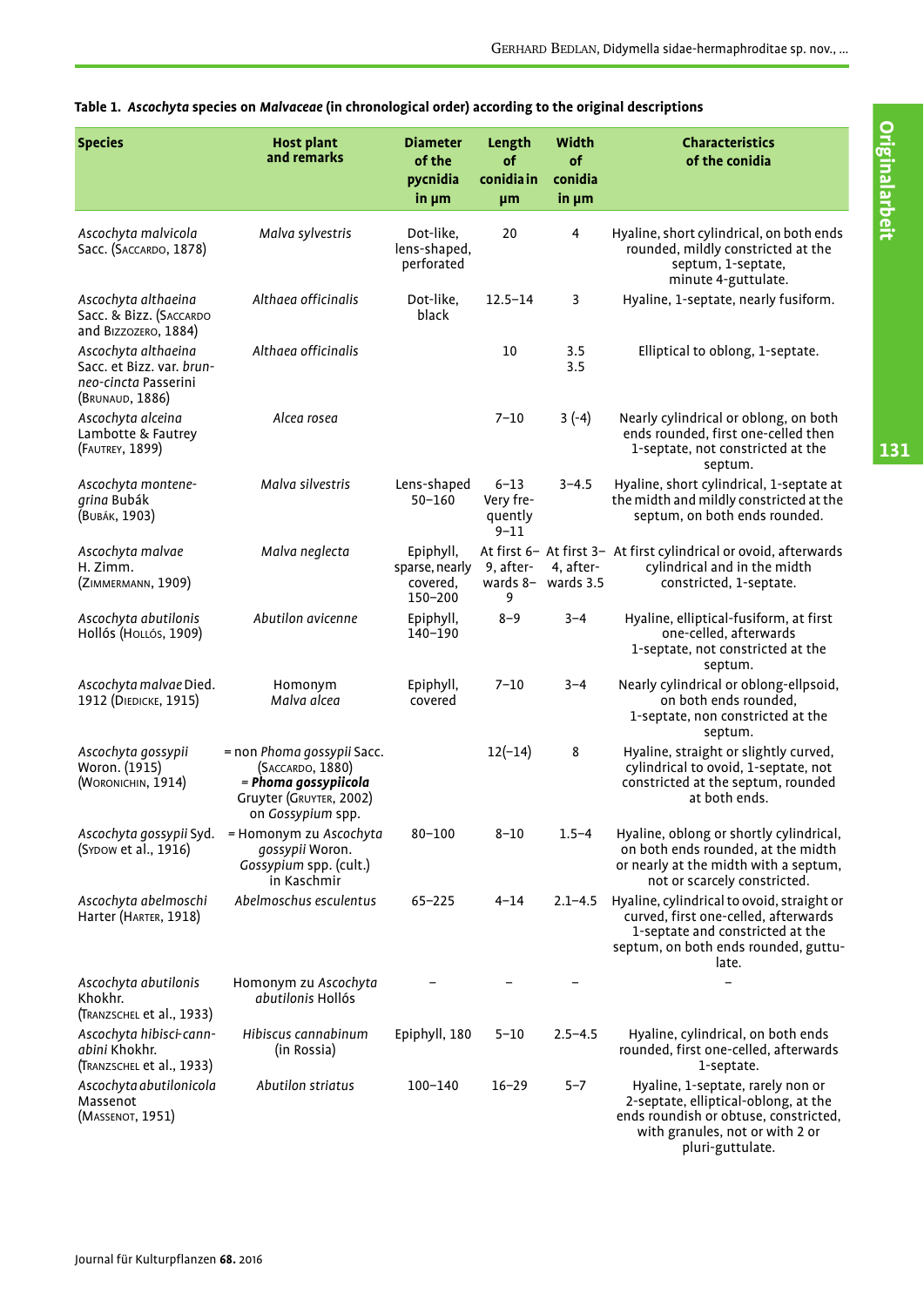**Table 1.** ***Ascochyta*** **species on** ***Malvaceae*** **(in chronological order) according to the original descriptions**

| Species | Host plant and remarks | Diameter of the pycnidia in µm | Length of conidia in µm | Width of conidia in µm | Characteristics of the conidia |
|---|---|---|---|---|---|
| *Ascochyta malvicola* Sacc. (Saccardo, 1878) | *Malva sylvestris* | Dot-like, lens-shaped, perforated | 20 | 4 | Hyaline, short cylindrical, on both ends rounded, mildly constricted at the septum, 1-septate, minute 4-guttulate. |
| *Ascochyta althaeina* Sacc. & Bizz. (Saccardo and Bizzozero, 1884) | *Althaea officinalis* | Dot-like, black | 12.5–14 | 3 | Hyaline, 1-septate, nearly fusiform. |
| *Ascochyta althaeina* Sacc. et Bizz. var. *brunneo-cincta* Passerini (Brunaud, 1886) | *Althaea officinalis* | | 10 | 3.5 3.5 | Elliptical to oblong, 1-septate. |
| *Ascochyta alceina* Lambotte & Fautrey (Fautrey, 1899) | *Alcea rosea* | | 7–10 | 3 (-4) | Nearly cylindrical or oblong, on both ends rounded, first one-celled then 1-septate, not constricted at the septum. |
| *Ascochyta montenegrina* Bubák (Bubák, 1903) | *Malva silvestris* | Lens-shaped 50–160 | 6–13 Very frequently 9–11 | 3–4.5 | Hyaline, short cylindrical, 1-septate at the midth and mildly constricted at the septum, on both ends rounded. |
| *Ascochyta malvae* H. Zimm. (Zimmermann, 1909) | *Malva neglecta* | Epiphyll, sparse, nearly covered, 150–200 | At first 6–9, afterwards 8–9 | At first 3–4, afterwards 3.5 | At first cylindrical or ovoid, afterwards cylindrical and in the midth constricted, 1-septate. |
| *Ascochyta abutilonis* Hollós (Hollós, 1909) | *Abutilon avicenne* | Epiphyll, 140–190 | 8–9 | 3–4 | Hyaline, elliptical-fusiform, at first one-celled, afterwards 1-septate, not constricted at the septum. |
| *Ascochyta malvae* Died. 1912 (Diedicke, 1915) | Homonym *Malva alcea* | Epiphyll, covered | 7–10 | 3–4 | Nearly cylindrical or oblong-ellpsoid, on both ends rounded, 1-septate, non constricted at the septum. |
| *Ascochyta gossypii* Woron. (1915) (Woronichin, 1914) | = non *Phoma gossypii* Sacc. (Saccardo, 1880) = ***Phoma gossypiicola*** Gruyter (Gruyter, 2002) on *Gossypium* spp. | | 12(–14) | 8 | Hyaline, straight or slightly curved, cylindrical to ovoid, 1-septate, not constricted at the septum, rounded at both ends. |
| *Ascochyta gossypii* Syd. (Sydow et al., 1916) | = Homonym zu *Ascochyta gossypii* Woron. *Gossypium* spp. (cult.) in Kaschmir | 80–100 | 8–10 | 1.5–4 | Hyaline, oblong or shortly cylindrical, on both ends rounded, at the midth or nearly at the midth with a septum, not or scarcely constricted. |
| *Ascochyta abelmoschi* Harter (Harter, 1918) | *Abelmoschus esculentus* | 65–225 | 4–14 | 2.1–4.5 | Hyaline, cylindrical to ovoid, straight or curved, first one-celled, afterwards 1-septate and constricted at the septum, on both ends rounded, guttulate. |
| *Ascochyta abutilonis* Khokhr. (Tranzschel et al., 1933) | Homonym zu *Ascochyta abutilonis* Hollós | – | – | – | – |
| *Ascochyta hibisci-cannabini* Khokhr. (Tranzschel et al., 1933) | *Hibiscus cannabinum* (in Rossia) | Epiphyll, 180 | 5–10 | 2.5–4.5 | Hyaline, cylindrical, on both ends rounded, first one-celled, afterwards 1-septate. |
| *Ascochyta abutilonicola* Massenot (Massenot, 1951) | *Abutilon striatus* | 100–140 | 16–29 | 5–7 | Hyaline, 1-septate, rarely non or 2-septate, elliptical-oblong, at the ends roundish or obtuse, constricted, with granules, not or with 2 or pluri-guttulate. |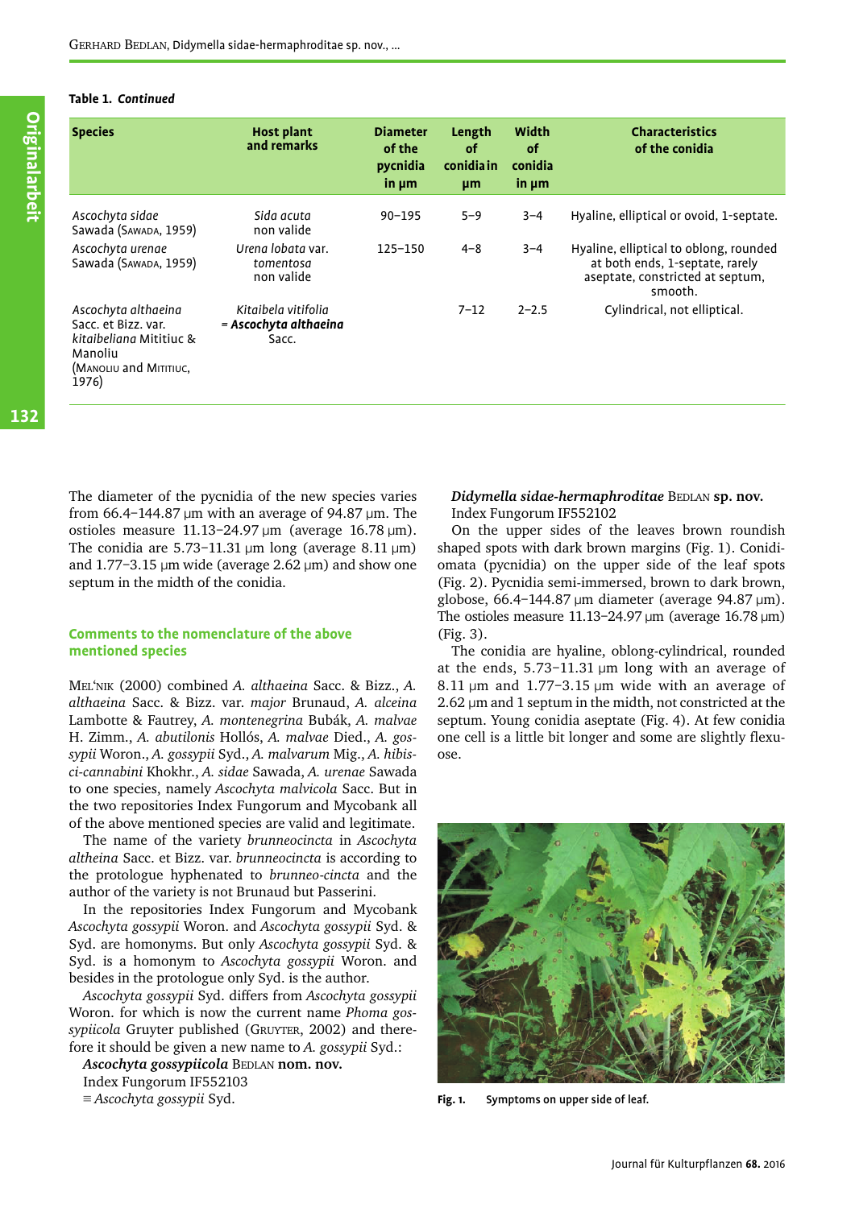**Table 1.** *Continued*

| Species | Host plant and remarks | Diameter of the pycnidia in µm | Length of conidia in µm | Width of conidia in µm | Characteristics of the conidia |
|---|---|---|---|---|---|
| *Ascochyta sidae* Sawada (Sawada, 1959) | *Sida acuta* non valide | 90–195 | 5–9 | 3–4 | Hyaline, elliptical or ovoid, 1-septate. |
| *Ascochyta urenae* Sawada (Sawada, 1959) | *Urena lobata* var. *tomentosa* non valide | 125–150 | 4–8 | 3–4 | Hyaline, elliptical to oblong, rounded at both ends, 1-septate, rarely aseptate, constricted at septum, smooth. |
| *Ascochyta althaeina* Sacc. et Bizz. var. *kitaibeliana* Mititiuc & Manoliu (Manoliu and Mititiuc, 1976) | *Kitaibela vitifolia* = ***Ascochyta althaeina*** Sacc. | | 7–12 | 2–2.5 | Cylindrical, not elliptical. |

The diameter of the pycnidia of the new species varies from 66.4–144.87 µm with an average of 94.87 µm. The ostioles measure 11.13–24.97 µm (average 16.78 µm). The conidia are 5.73–11.31 µm long (average 8.11 µm) and 1.77–3.15 µm wide (average 2.62 µm) and show one septum in the midth of the conidia.

## Comments to the nomenclature of the above mentioned species

Mel'nik (2000) combined *A. althaeina* Sacc. & Bizz., *A. althaeina* Sacc. & Bizz. var. *major* Brunaud, *A. alceina* Lambotte & Fautrey, *A. montenegrina* Bubák, *A. malvae* H. Zimm., *A. abutilonis* Hollós, *A. malvae* Died., *A. gossypii* Woron., *A. gossypii* Syd., *A. malvarum* Mig., *A. hibisci-cannabini* Khokhr., *A. sidae* Sawada, *A. urenae* Sawada to one species, namely *Ascochyta malvicola* Sacc. But in the two repositories Index Fungorum and Mycobank all of the above mentioned species are valid and legitimate.

The name of the variety *brunneocincta* in *Ascochyta altheina* Sacc. et Bizz. var. *brunneocincta* is according to the protologue hyphenated to *brunneo-cincta* and the author of the variety is not Brunaud but Passerini.

In the repositories Index Fungorum and Mycobank *Ascochyta gossypii* Woron. and *Ascochyta gossypii* Syd. & Syd. are homonyms. But only *Ascochyta gossypii* Syd. & Syd. is a homonym to *Ascochyta gossypii* Woron. and besides in the protologue only Syd. is the author.

*Ascochyta gossypii* Syd. differs from *Ascochyta gossypii* Woron. for which is now the current name *Phoma gossypiicola* Gruyter published (Gruyter, 2002) and therefore it should be given a new name to *A. gossypii* Syd.:

***Ascochyta gossypiicola*** Bedlan **nom. nov.**
Index Fungorum IF552103
≡ *Ascochyta gossypii* Syd.

***Didymella sidae-hermaphroditae*** Bedlan **sp. nov.**
Index Fungorum IF552102

On the upper sides of the leaves brown roundish shaped spots with dark brown margins (Fig. 1). Conidiomata (pycnidia) on the upper side of the leaf spots (Fig. 2). Pycnidia semi-immersed, brown to dark brown, globose, 66.4–144.87 µm diameter (average 94.87 µm). The ostioles measure 11.13–24.97 µm (average 16.78 µm) (Fig. 3).

The conidia are hyaline, oblong-cylindrical, rounded at the ends, 5.73–11.31 µm long with an average of 8.11 µm and 1.77–3.15 µm wide with an average of 2.62 µm and 1 septum in the midth, not constricted at the septum. Young conidia aseptate (Fig. 4). At few conidia one cell is a little bit longer and some are slightly flexuose.

**Fig. 1.** Symptoms on upper side of leaf.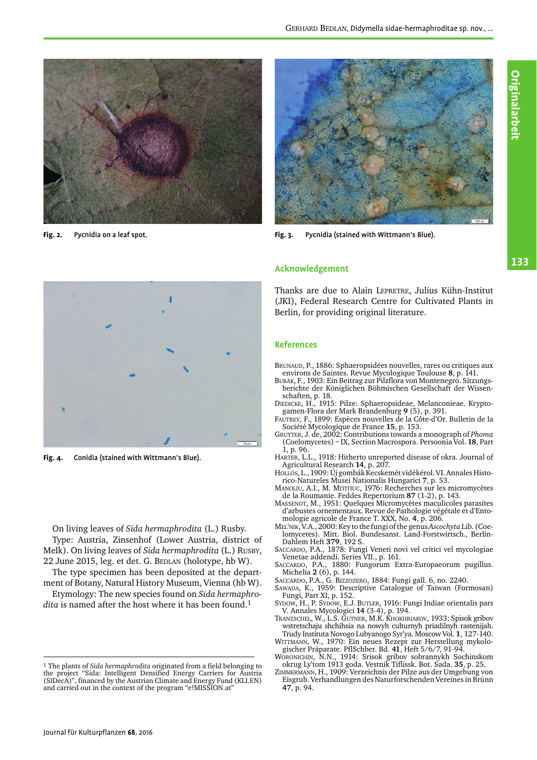Fig. 2. Pycnidia on a leaf spot.

Fig. 3. Pycnidia (stained with Wittmann's Blue).

Fig. 4. Conidia (stained with Wittmann's Blue).

On living leaves of *Sida hermaphrodita* (L.) Rusby.

Type: Austria, Zinsenhof (Lower Austria, district of Melk). On living leaves of *Sida hermaphrodita* (L.) Rusby, 22 June 2015, leg. et det. G. Bedlan (holotype, hb W).

The type specimen has been deposited at the department of Botany, Natural History Museum, Vienna (hb W).

Etymology: The new species found on *Sida hermaphrodita* is named after the host where it has been found.[1]

[1] The plants of *Sida hermaphrodita* originated from a field belonging to the project "Sida: Intelligent Densified Energy Carriers for Austria (SIDecA)", financed by the Austrian Climate and Energy Fund (KLI.EN) and carried out in the context of the program "e!MISSION.at"

## Acknowledgement

Thanks are due to Alain Lepretre, Julius Kühn-Institut (JKI), Federal Research Centre for Cultivated Plants in Berlin, for providing original literature.

## References

Brunaud, P., 1886: Sphaeropsidées nouvelles, rares ou critiques aux environs de Saintes. Revue Mycologique Toulouse **8**, p. 141.

Bubák, F., 1903: Ein Beitrag zur Pilzflora von Montenegro. Sitzungsberichte der Königlichen Böhmischen Gesellschaft der Wissenschaften, p. 18.

Diedicke, H., 1915: Pilze: Sphaeropsideae, Melanconieae. Kryptogamen-Flora der Mark Brandenburg **9** (5), p. 391.

Fautrey, F., 1899: Espèces nouvelles de la Côte-d'Or. Bulletin de la Société Mycologique de France **15**, p. 153.

Gruyter, J. de, 2002: Contributions towards a monograph of *Phoma* (Coelomycetes) – IX, Section Macrospora. Persoonia Vol. **18**, Part 1, p. 96.

Harter, L.L., 1918: Hitherto unreported disease of okra. Journal of Agricultural Research **14**, p. 207.

Hollós, L., 1909: Új gombák Kecskemét vidékéról. VI. Annales Historico-Natureles Musei Nationalis Hungarici **7**, p. 53.

Manoliu, A.I., M. Mititiuc, 1976: Recherches sur les micromycètes de la Roumanie. Feddes Repertorium **87** (1-2), p. 143.

Massenot, M., 1951: Quelques Micromycètes maculicoles parasites d'arbustes ornementaux. Revue de Pathologie végétale et d'Entomologie agricole de France T. XXX, No. **4**, p. 206.

Mel'nik, V.A., 2000: Key to the fungi of the genus *Ascochyta* Lib. (Coelomycetes). Mitt. Biol. Bundesanst. Land-Forstwirtsch., Berlin-Dahlem Heft **379**, 192 S.

Saccardo, P.A., 1878: Fungi Veneti novi vel critici vel mycologiae Venetae addendi. Series VII., p. 161.

Saccardo, P.A., 1880: Fungorum Extra-Europaeorum pugillus. Michelia **2** (6), p. 144.

Saccardo, P.A., G. Bizzozero, 1884: Fungi gall. 6, no. 2240.

Sawada, K., 1959: Descriptive Catalogue of Taiwan (Formosan) Fungi, Part XI, p. 152.

Sydow, H., P. Sydow, E.J. Butler, 1916: Fungi Indiae orientalis pars V. Annales Mycologici **14** (3-4), p. 194.

Tranzschel, W., L.S. Gutner, M.K. Khokhriakov, 1933: Spisok gribov wstretschaju shchihsia na nowyh culturnyh priadilnyh rastenijah. Trudy Instituta Novogo Lubyanogo Syr'ya. Moscow Vol. **1**, 127-140.

Wittmann, W., 1970: Ein neues Rezept zur Herstellung mykologischer Präparate. PflSchber. Bd. **41**, Heft 5/6/7, 91-94.

Woronichin, N.N., 1914: Srisok gribov sobrannykh Sochinskom okrug Ly'tom 1913 goda. Vestnik Tiflissk. Bot. Sada. **35**, p. 25.

Zimmermann, H., 1909: Verzeichnis der Pilze aus der Umgebung von Eisgrub. Verhandlungen des Naturforschenden Vereines in Brünn **47**, p. 94.